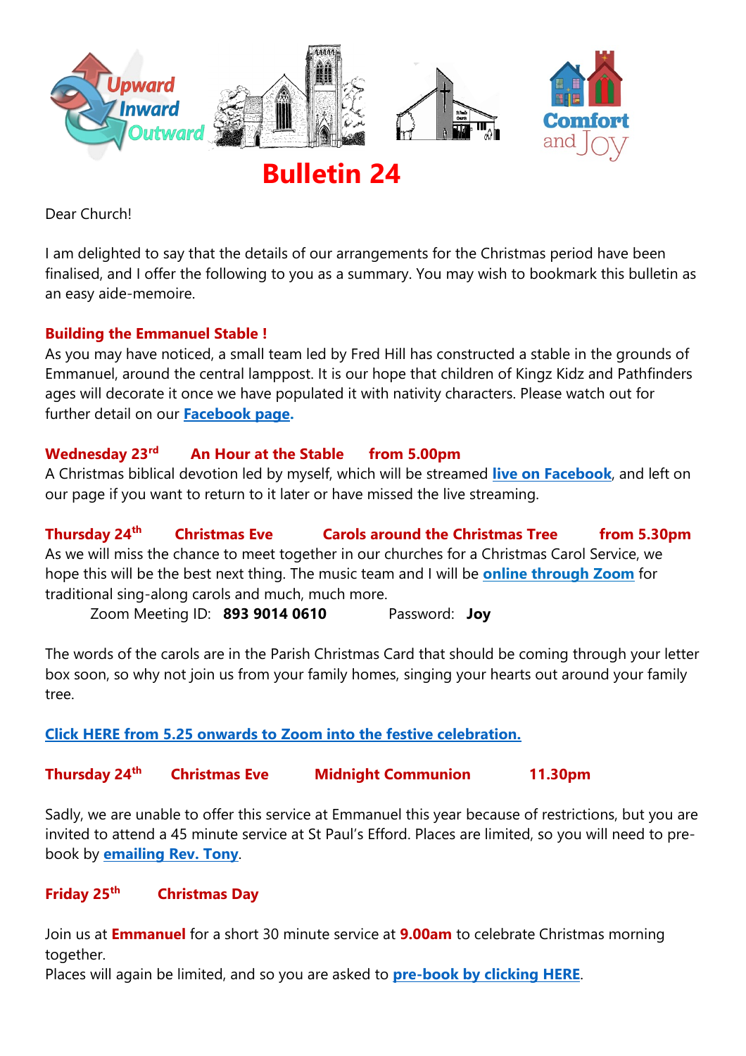# Bulletin 24

Dear Church!

I am delighted to say that the details of our arrangements for the Christmas period have been finalised, and I offer the following to you as a summary. You may wish to bookmark this bulletin as an easy aide-memoire.

**Building the Emmanuel Stable !**

As you may have noticed, a small team led by Fred Hill has constructed a stable in the grounds of Emmanuel, around the central lamppost. It is our hope that children of Kingz Kidz and Pathfinders ages will decorate it once we have populated it with nativity characters. Please watch out for further detail on our **Facebook page.**

**Wednesday 23rd An Hour at the Stable from 5.00pm**

A Christmas biblical devotion led by myself, which will be streamed **live on Facebook**, and left on our page if you want to return to it later or have missed the live streaming.

**Thursday 24th Christmas Eve Carols around the Christmas Tree from 5.30pm**

As we will miss the chance to meet together in our churches for a Christmas Carol Service, we hope this will be the best next thing. The music team and I will be **online through Zoom** for traditional sing-along carols and much, much more.

Zoom Meeting ID: **893 9014 0610** Password: **Joy**

The words of the carols are in the Parish Christmas Card that should be coming through your letter box soon, so why not join us from your family homes, singing your hearts out around your family tree.

**Click HERE from 5.25 onwards to Zoom into the festive celebration.**

**Thursday 24th Christmas Eve Midnight Communion 11.30pm**

Sadly, we are unable to offer this service at Emmanuel this year because of restrictions, but you are invited to attend a 45 minute service at St Paul's Efford. Places are limited, so you will need to pre-book by **emailing Rev. Tony**.

**Friday 25th Christmas Day**

Join us at **Emmanuel** for a short 30 minute service at **9.00am** to celebrate Christmas morning together.

Places will again be limited, and so you are asked to **pre-book by clicking HERE**.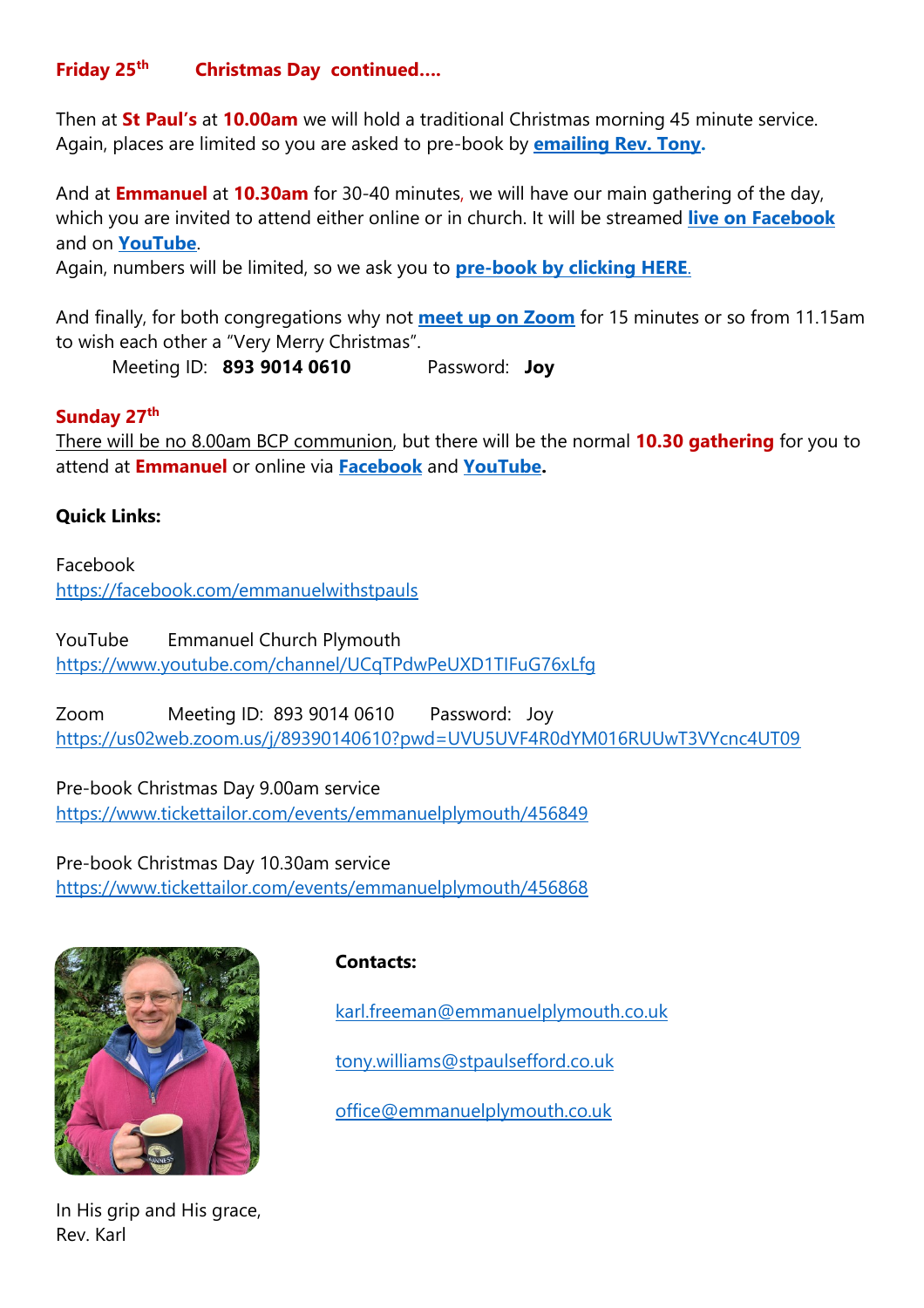**Friday 25th Christmas Day continued….**

Then at **St Paul's** at **10.00am** we will hold a traditional Christmas morning 45 minute service. Again, places are limited so you are asked to pre-book by **emailing Rev. Tony**.

And at **Emmanuel** at **10.30am** for 30-40 minutes, we will have our main gathering of the day, which you are invited to attend either online or in church. It will be streamed **live on Facebook** and on **YouTube**.
Again, numbers will be limited, so we ask you to **pre-book by clicking HERE**.

And finally, for both congregations why not **meet up on Zoom** for 15 minutes or so from 11.15am to wish each other a "Very Merry Christmas".

Meeting ID: **893 9014 0610** Password: **Joy**

**Sunday 27th**

There will be no 8.00am BCP communion, but there will be the normal **10.30 gathering** for you to attend at **Emmanuel** or online via **Facebook** and **YouTube**.

**Quick Links:**

Facebook
https://facebook.com/emmanuelwithstpauls

YouTube Emmanuel Church Plymouth
https://www.youtube.com/channel/UCqTPdwPeUXD1TIFuG76xLfg

Zoom Meeting ID: 893 9014 0610 Password: Joy
https://us02web.zoom.us/j/89390140610?pwd=UVU5UVF4R0dYM016RUUwT3VYcnc4UT09

Pre-book Christmas Day 9.00am service
https://www.tickettailor.com/events/emmanuelplymouth/456849

Pre-book Christmas Day 10.30am service
https://www.tickettailor.com/events/emmanuelplymouth/456868

**Contacts:**

karl.freeman@emmanuelplymouth.co.uk

tony.williams@stpaulsefford.co.uk

office@emmanuelplymouth.co.uk

In His grip and His grace,
Rev. Karl